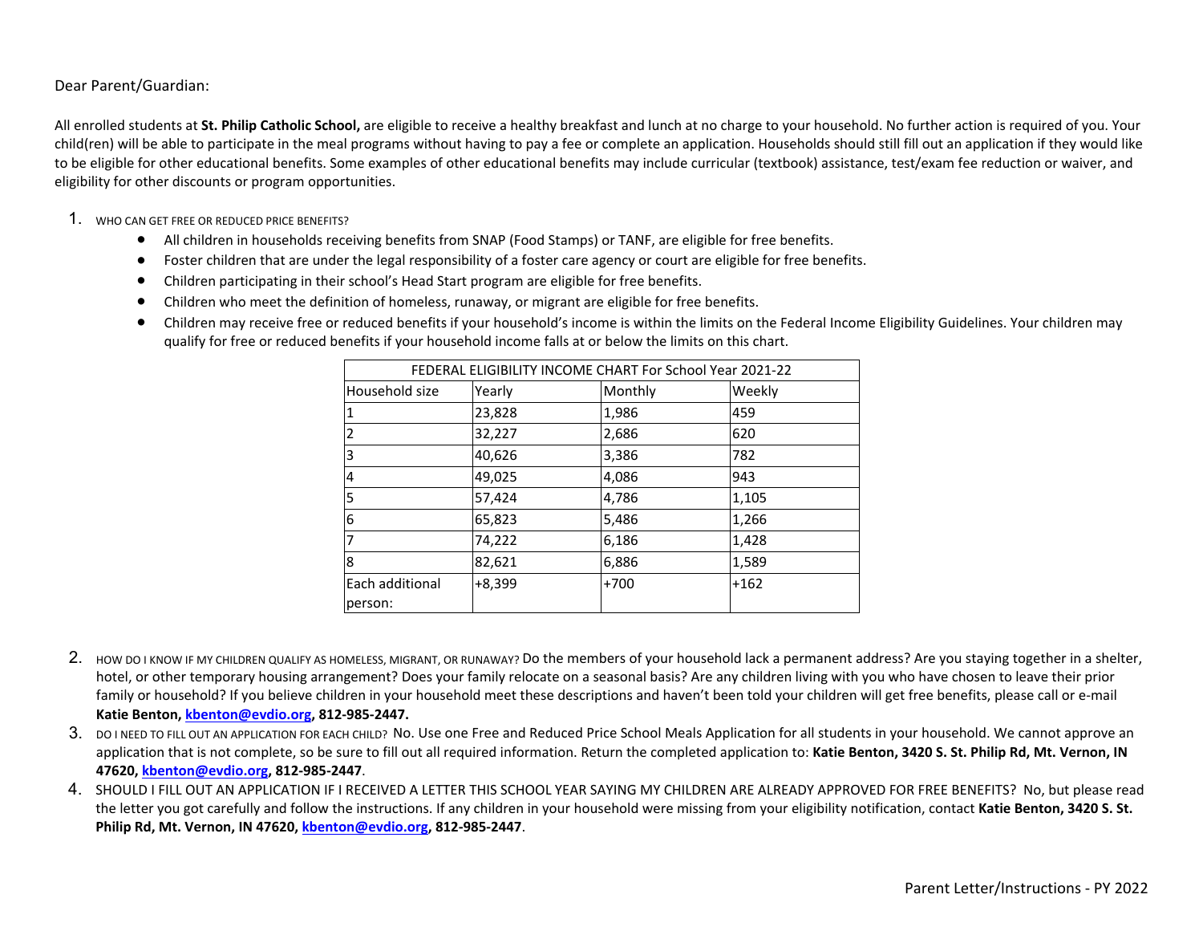Dear Parent/Guardian:

All enrolled students at **St. Philip Catholic School,** are eligible to receive a healthy breakfast and lunch at no charge to your household. No further action is required of you. Your child(ren) will be able to participate in the meal programs without having to pay a fee or complete an application. Households should still fill out an application if they would like to be eligible for other educational benefits. Some examples of other educational benefits may include curricular (textbook) assistance, test/exam fee reduction or waiver, and eligibility for other discounts or program opportunities.

1. WHO CAN GET FREE OR REDUCED PRICE BENEFITS?
   - All children in households receiving benefits from SNAP (Food Stamps) or TANF, are eligible for free benefits.
   - Foster children that are under the legal responsibility of a foster care agency or court are eligible for free benefits.
   - Children participating in their school's Head Start program are eligible for free benefits.
   - Children who meet the definition of homeless, runaway, or migrant are eligible for free benefits.
   - Children may receive free or reduced benefits if your household's income is within the limits on the Federal Income Eligibility Guidelines. Your children may qualify for free or reduced benefits if your household income falls at or below the limits on this chart.

| FEDERAL ELIGIBILITY INCOME CHART For School Year 2021-22 | | | |
|---|---|---|---|
| Household size | Yearly | Monthly | Weekly |
| 1 | 23,828 | 1,986 | 459 |
| 2 | 32,227 | 2,686 | 620 |
| 3 | 40,626 | 3,386 | 782 |
| 4 | 49,025 | 4,086 | 943 |
| 5 | 57,424 | 4,786 | 1,105 |
| 6 | 65,823 | 5,486 | 1,266 |
| 7 | 74,222 | 6,186 | 1,428 |
| 8 | 82,621 | 6,886 | 1,589 |
| Each additional person: | +8,399 | +700 | +162 |

2. HOW DO I KNOW IF MY CHILDREN QUALIFY AS HOMELESS, MIGRANT, OR RUNAWAY? Do the members of your household lack a permanent address? Are you staying together in a shelter, hotel, or other temporary housing arrangement? Does your family relocate on a seasonal basis? Are any children living with you who have chosen to leave their prior family or household? If you believe children in your household meet these descriptions and haven't been told your children will get free benefits, please call or e-mail **Katie Benton, kbenton@evdio.org, 812-985-2447.**
3. DO I NEED TO FILL OUT AN APPLICATION FOR EACH CHILD? No. Use one Free and Reduced Price School Meals Application for all students in your household. We cannot approve an application that is not complete, so be sure to fill out all required information. Return the completed application to: **Katie Benton, 3420 S. St. Philip Rd, Mt. Vernon, IN 47620, kbenton@evdio.org, 812-985-2447**.
4. SHOULD I FILL OUT AN APPLICATION IF I RECEIVED A LETTER THIS SCHOOL YEAR SAYING MY CHILDREN ARE ALREADY APPROVED FOR FREE BENEFITS? No, but please read the letter you got carefully and follow the instructions. If any children in your household were missing from your eligibility notification, contact **Katie Benton, 3420 S. St. Philip Rd, Mt. Vernon, IN 47620, kbenton@evdio.org, 812-985-2447**.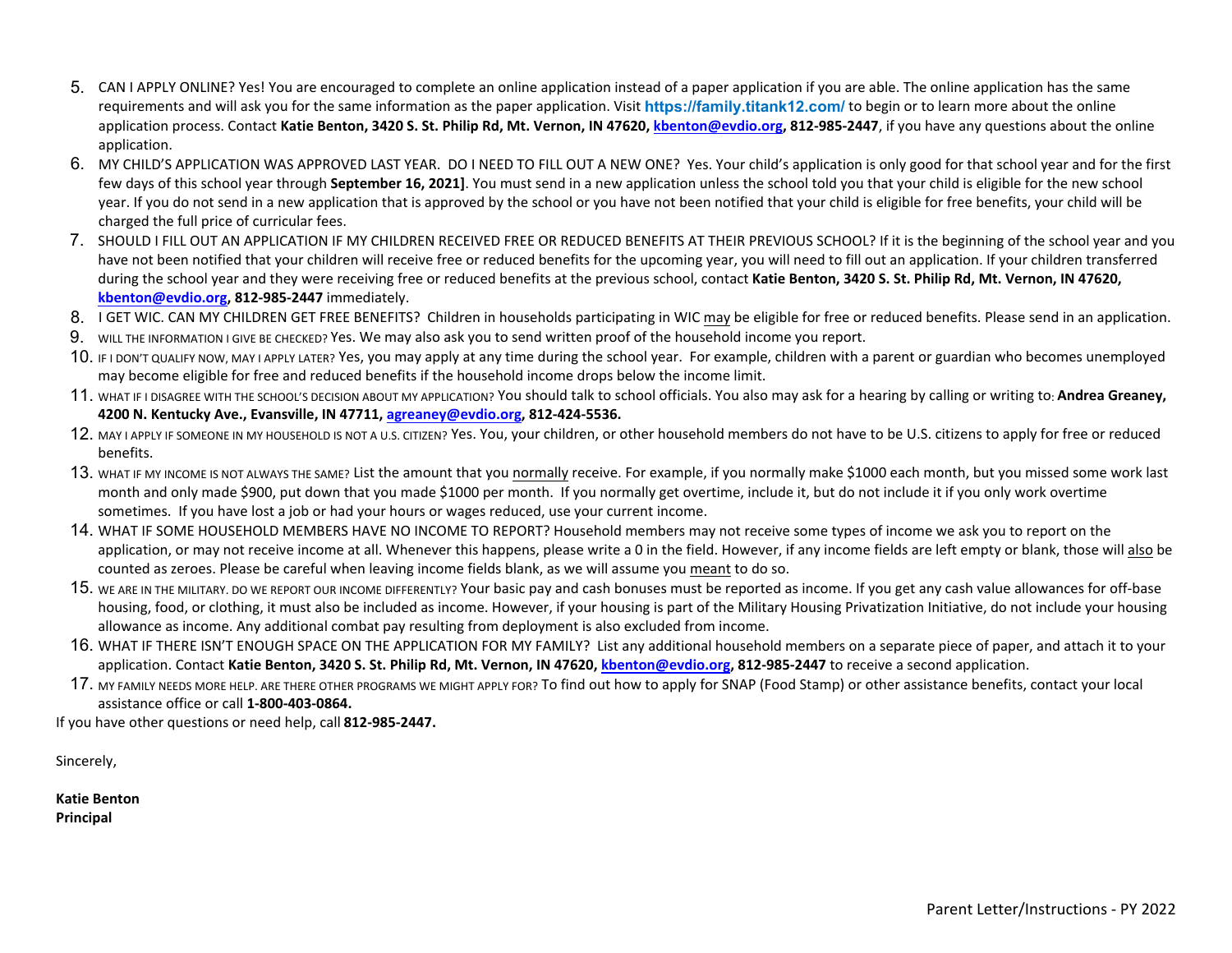5. CAN I APPLY ONLINE? Yes! You are encouraged to complete an online application instead of a paper application if you are able. The online application has the same requirements and will ask you for the same information as the paper application. Visit **https://family.titank12.com/** to begin or to learn more about the online application process. Contact **Katie Benton, 3420 S. St. Philip Rd, Mt. Vernon, IN 47620, kbenton@evdio.org, 812-985-2447**, if you have any questions about the online application.
6. MY CHILD'S APPLICATION WAS APPROVED LAST YEAR. DO I NEED TO FILL OUT A NEW ONE? Yes. Your child's application is only good for that school year and for the first few days of this school year through **September 16, 2021]**. You must send in a new application unless the school told you that your child is eligible for the new school year. If you do not send in a new application that is approved by the school or you have not been notified that your child is eligible for free benefits, your child will be charged the full price of curricular fees.
7. SHOULD I FILL OUT AN APPLICATION IF MY CHILDREN RECEIVED FREE OR REDUCED BENEFITS AT THEIR PREVIOUS SCHOOL? If it is the beginning of the school year and you have not been notified that your children will receive free or reduced benefits for the upcoming year, you will need to fill out an application. If your children transferred during the school year and they were receiving free or reduced benefits at the previous school, contact **Katie Benton, 3420 S. St. Philip Rd, Mt. Vernon, IN 47620, kbenton@evdio.org, 812-985-2447** immediately.
8. I GET WIC. CAN MY CHILDREN GET FREE BENEFITS? Children in households participating in WIC may be eligible for free or reduced benefits. Please send in an application.
9. WILL THE INFORMATION I GIVE BE CHECKED? Yes. We may also ask you to send written proof of the household income you report.
10. IF I DON'T QUALIFY NOW, MAY I APPLY LATER? Yes, you may apply at any time during the school year. For example, children with a parent or guardian who becomes unemployed may become eligible for free and reduced benefits if the household income drops below the income limit.
11. WHAT IF I DISAGREE WITH THE SCHOOL'S DECISION ABOUT MY APPLICATION? You should talk to school officials. You also may ask for a hearing by calling or writing to: **Andrea Greaney, 4200 N. Kentucky Ave., Evansville, IN 47711, agreaney@evdio.org, 812-424-5536.**
12. MAY I APPLY IF SOMEONE IN MY HOUSEHOLD IS NOT A U.S. CITIZEN? Yes. You, your children, or other household members do not have to be U.S. citizens to apply for free or reduced benefits.
13. WHAT IF MY INCOME IS NOT ALWAYS THE SAME? List the amount that you normally receive. For example, if you normally make $1000 each month, but you missed some work last month and only made $900, put down that you made $1000 per month. If you normally get overtime, include it, but do not include it if you only work overtime sometimes. If you have lost a job or had your hours or wages reduced, use your current income.
14. WHAT IF SOME HOUSEHOLD MEMBERS HAVE NO INCOME TO REPORT? Household members may not receive some types of income we ask you to report on the application, or may not receive income at all. Whenever this happens, please write a 0 in the field. However, if any income fields are left empty or blank, those will also be counted as zeroes. Please be careful when leaving income fields blank, as we will assume you meant to do so.
15. WE ARE IN THE MILITARY. DO WE REPORT OUR INCOME DIFFERENTLY? Your basic pay and cash bonuses must be reported as income. If you get any cash value allowances for off-base housing, food, or clothing, it must also be included as income. However, if your housing is part of the Military Housing Privatization Initiative, do not include your housing allowance as income. Any additional combat pay resulting from deployment is also excluded from income.
16. WHAT IF THERE ISN'T ENOUGH SPACE ON THE APPLICATION FOR MY FAMILY? List any additional household members on a separate piece of paper, and attach it to your application. Contact **Katie Benton, 3420 S. St. Philip Rd, Mt. Vernon, IN 47620, kbenton@evdio.org, 812-985-2447** to receive a second application.
17. MY FAMILY NEEDS MORE HELP. ARE THERE OTHER PROGRAMS WE MIGHT APPLY FOR? To find out how to apply for SNAP (Food Stamp) or other assistance benefits, contact your local assistance office or call **1-800-403-0864.**

If you have other questions or need help, call **812-985-2447.**

Sincerely,

**Katie Benton**
**Principal**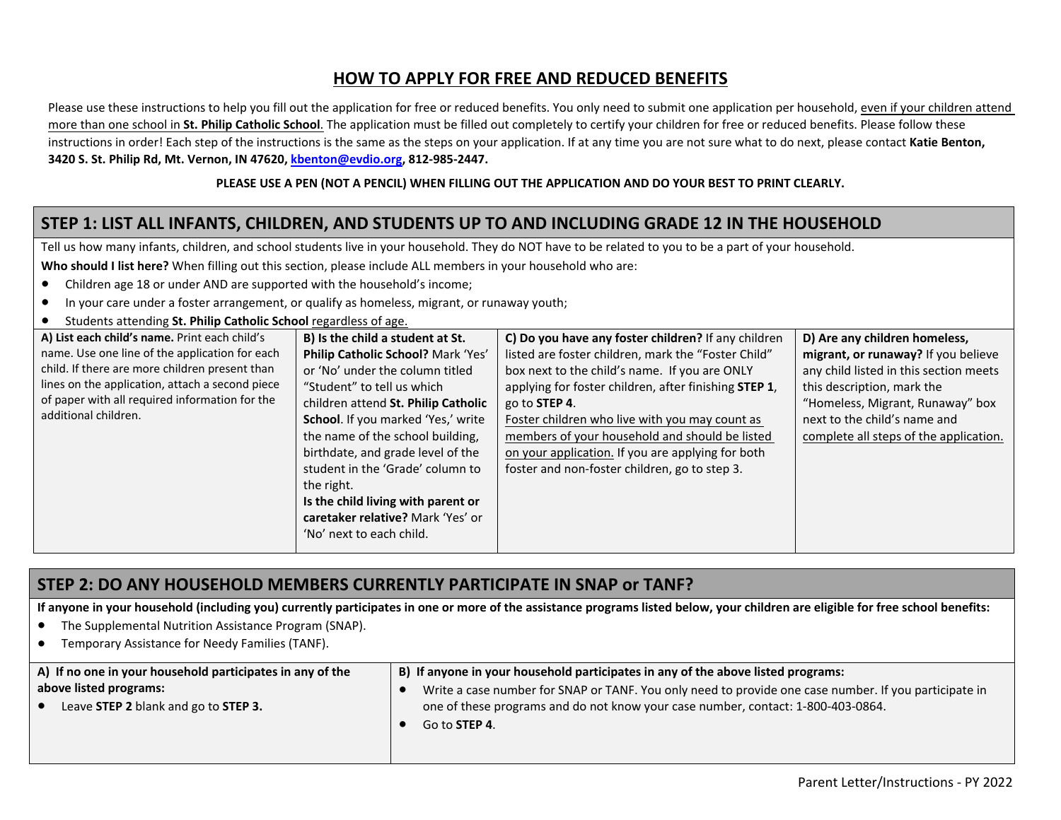# HOW TO APPLY FOR FREE AND REDUCED BENEFITS

Please use these instructions to help you fill out the application for free or reduced benefits. You only need to submit one application per household, even if your children attend more than one school in **St. Philip Catholic School**. The application must be filled out completely to certify your children for free or reduced benefits. Please follow these instructions in order! Each step of the instructions is the same as the steps on your application. If at any time you are not sure what to do next, please contact **Katie Benton, 3420 S. St. Philip Rd, Mt. Vernon, IN 47620, kbenton@evdio.org, 812-985-2447.**

**PLEASE USE A PEN (NOT A PENCIL) WHEN FILLING OUT THE APPLICATION AND DO YOUR BEST TO PRINT CLEARLY.**

## STEP 1: LIST ALL INFANTS, CHILDREN, AND STUDENTS UP TO AND INCLUDING GRADE 12 IN THE HOUSEHOLD

Tell us how many infants, children, and school students live in your household. They do NOT have to be related to you to be a part of your household.

**Who should I list here?** When filling out this section, please include ALL members in your household who are:

- Children age 18 or under AND are supported with the household's income;
- In your care under a foster arrangement, or qualify as homeless, migrant, or runaway youth;
- Students attending **St. Philip Catholic School** regardless of age.

| A) List each child's name. | B) Is the child a student at St. Philip Catholic School? | C) Do you have any foster children? | D) Are any children homeless, migrant, or runaway? |
|---|---|---|---|
| Print each child's name. Use one line of the application for each child. If there are more children present than lines on the application, attach a second piece of paper with all required information for the additional children. | Mark 'Yes' or 'No' under the column titled "Student" to tell us which children attend **St. Philip Catholic School**. If you marked 'Yes,' write the name of the school building, birthdate, and grade level of the student in the 'Grade' column to the right. **Is the child living with parent or caretaker relative?** Mark 'Yes' or 'No' next to each child. | If any children listed are foster children, mark the "Foster Child" box next to the child's name. If you are ONLY applying for foster children, after finishing **STEP 1**, go to **STEP 4**. Foster children who live with you may count as members of your household and should be listed on your application. If you are applying for both foster and non-foster children, go to step 3. | If you believe any child listed in this section meets this description, mark the "Homeless, Migrant, Runaway" box next to the child's name and complete all steps of the application. |

## STEP 2: DO ANY HOUSEHOLD MEMBERS CURRENTLY PARTICIPATE IN SNAP or TANF?

**If anyone in your household (including you) currently participates in one or more of the assistance programs listed below, your children are eligible for free school benefits:**

- The Supplemental Nutrition Assistance Program (SNAP).
- Temporary Assistance for Needy Families (TANF).

| A) If no one in your household participates in any of the above listed programs: | B) If anyone in your household participates in any of the above listed programs: |
|---|---|
| • Leave **STEP 2** blank and go to **STEP 3.** | • Write a case number for SNAP or TANF. You only need to provide one case number. If you participate in one of these programs and do not know your case number, contact: 1-800-403-0864. <br> • Go to **STEP 4**. |

Parent Letter/Instructions - PY 2022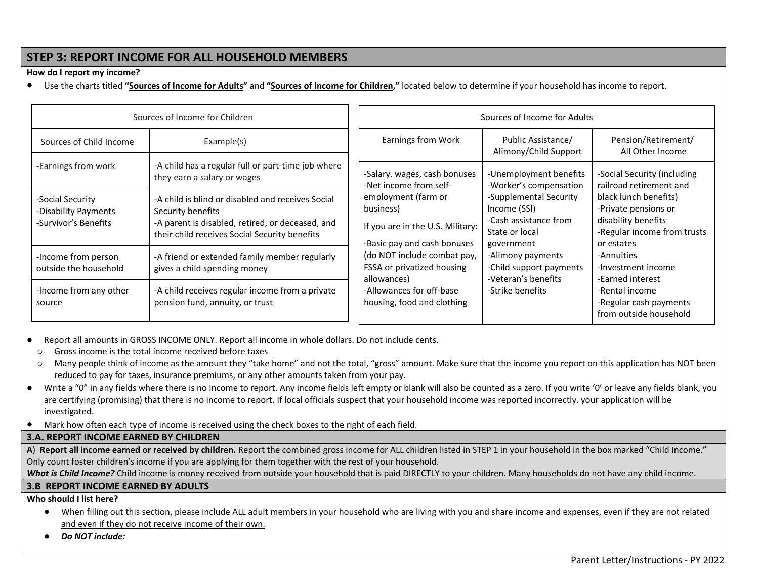## STEP 3: REPORT INCOME FOR ALL HOUSEHOLD MEMBERS

**How do I report my income?**

- Use the charts titled **"Sources of Income for Adults"** and **"Sources of Income for Children,"** located below to determine if your household has income to report.

| Sources of Income for Children | |
|---|---|
| Sources of Child Income | Example(s) |
| -Earnings from work | -A child has a regular full or part-time job where they earn a salary or wages |
| -Social Security<br>-Disability Payments<br>-Survivor's Benefits | -A child is blind or disabled and receives Social Security benefits<br>-A parent is disabled, retired, or deceased, and their child receives Social Security benefits |
| -Income from person outside the household | -A friend or extended family member regularly gives a child spending money |
| -Income from any other source | -A child receives regular income from a private pension fund, annuity, or trust |

| Sources of Income for Adults | | |
|---|---|---|
| Earnings from Work | Public Assistance/ Alimony/Child Support | Pension/Retirement/ All Other Income |
| -Salary, wages, cash bonuses<br>-Net income from self-employment (farm or business)<br>If you are in the U.S. Military:<br>-Basic pay and cash bonuses (do NOT include combat pay, FSSA or privatized housing allowances)<br>-Allowances for off-base housing, food and clothing | -Unemployment benefits<br>-Worker's compensation<br>-Supplemental Security Income (SSI)<br>-Cash assistance from State or local government<br>-Alimony payments<br>-Child support payments<br>-Veteran's benefits<br>-Strike benefits | -Social Security (including railroad retirement and black lunch benefits)<br>-Private pensions or disability benefits<br>-Regular income from trusts or estates<br>-Annuities<br>-Investment income<br>-Earned interest<br>-Rental income<br>-Regular cash payments from outside household |

- Report all amounts in GROSS INCOME ONLY. Report all income in whole dollars. Do not include cents.
  - Gross income is the total income received before taxes
  - Many people think of income as the amount they "take home" and not the total, "gross" amount. Make sure that the income you report on this application has NOT been reduced to pay for taxes, insurance premiums, or any other amounts taken from your pay.
- Write a "0" in any fields where there is no income to report. Any income fields left empty or blank will also be counted as a zero. If you write '0' or leave any fields blank, you are certifying (promising) that there is no income to report. If local officials suspect that your household income was reported incorrectly, your application will be investigated.
- Mark how often each type of income is received using the check boxes to the right of each field.

### 3.A. REPORT INCOME EARNED BY CHILDREN

**A**) **Report all income earned or received by children.** Report the combined gross income for ALL children listed in STEP 1 in your household in the box marked "Child Income." Only count foster children's income if you are applying for them together with the rest of your household.

***What is Child Income?*** Child income is money received from outside your household that is paid DIRECTLY to your children. Many households do not have any child income.

### 3.B REPORT INCOME EARNED BY ADULTS

**Who should I list here?**

- When filling out this section, please include ALL adult members in your household who are living with you and share income and expenses, even if they are not related and even if they do not receive income of their own.
- ***Do NOT include:***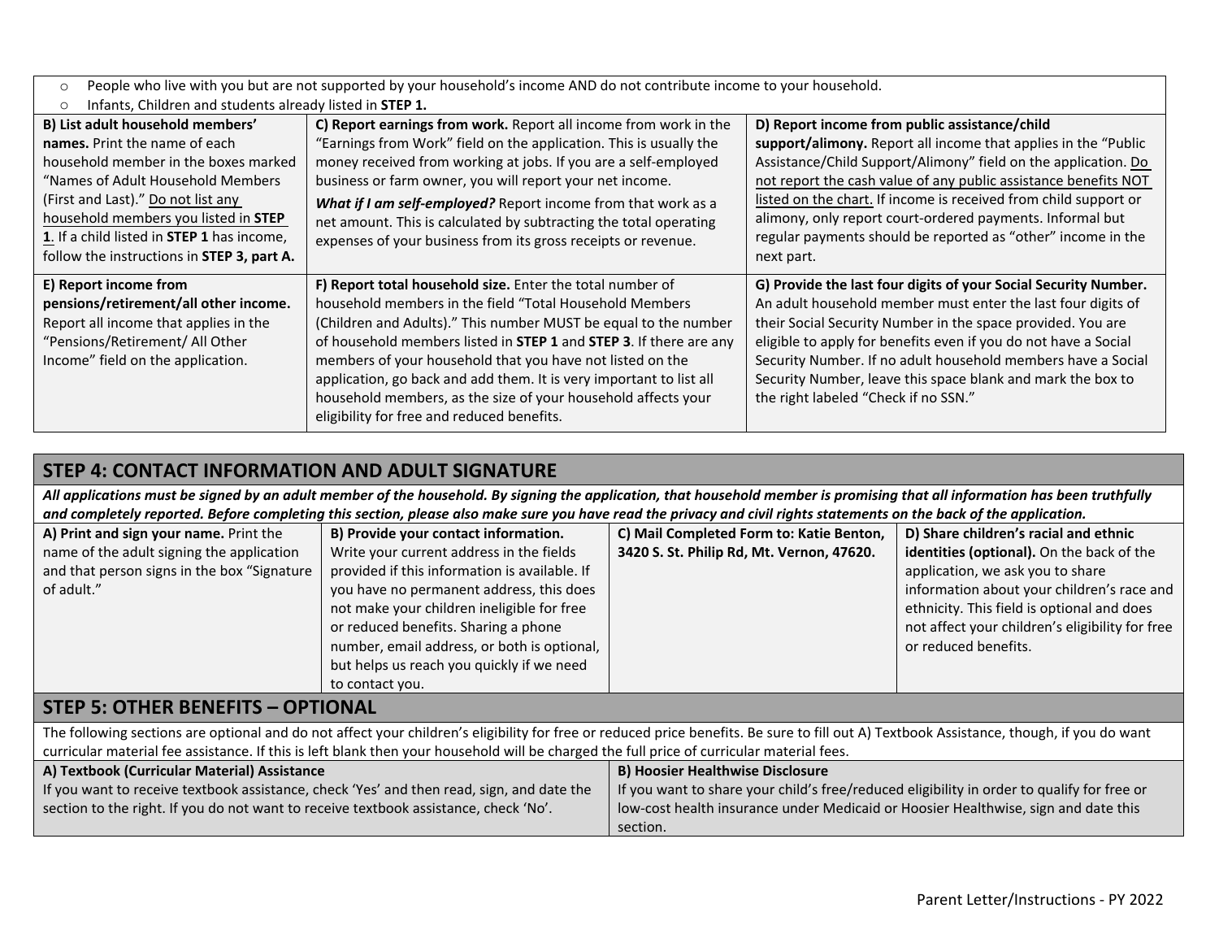- People who live with you but are not supported by your household's income AND do not contribute income to your household.
- Infants, Children and students already listed in **STEP 1.**

| | | |
|---|---|---|
| **B) List adult household members' names.** Print the name of each household member in the boxes marked "Names of Adult Household Members (First and Last)." Do not list any household members you listed in **STEP 1**. If a child listed in **STEP 1** has income, follow the instructions in **STEP 3, part A.** | **C) Report earnings from work.** Report all income from work in the "Earnings from Work" field on the application. This is usually the money received from working at jobs. If you are a self-employed business or farm owner, you will report your net income. ***What if I am self-employed?*** Report income from that work as a net amount. This is calculated by subtracting the total operating expenses of your business from its gross receipts or revenue. | **D) Report income from public assistance/child support/alimony.** Report all income that applies in the "Public Assistance/Child Support/Alimony" field on the application. Do not report the cash value of any public assistance benefits NOT listed on the chart. If income is received from child support or alimony, only report court-ordered payments. Informal but regular payments should be reported as "other" income in the next part. |
| **E) Report income from pensions/retirement/all other income.** Report all income that applies in the "Pensions/Retirement/ All Other Income" field on the application. | **F) Report total household size.** Enter the total number of household members in the field "Total Household Members (Children and Adults)." This number MUST be equal to the number of household members listed in **STEP 1** and **STEP 3**. If there are any members of your household that you have not listed on the application, go back and add them. It is very important to list all household members, as the size of your household affects your eligibility for free and reduced benefits. | **G) Provide the last four digits of your Social Security Number.** An adult household member must enter the last four digits of their Social Security Number in the space provided. You are eligible to apply for benefits even if you do not have a Social Security Number. If no adult household members have a Social Security Number, leave this space blank and mark the box to the right labeled "Check if no SSN." |

## STEP 4: CONTACT INFORMATION AND ADULT SIGNATURE

***All applications must be signed by an adult member of the household. By signing the application, that household member is promising that all information has been truthfully and completely reported. Before completing this section, please also make sure you have read the privacy and civil rights statements on the back of the application.***

| | | | |
|---|---|---|---|
| **A) Print and sign your name.** Print the name of the adult signing the application and that person signs in the box "Signature of adult." | **B) Provide your contact information.** Write your current address in the fields provided if this information is available. If you have no permanent address, this does not make your children ineligible for free or reduced benefits. Sharing a phone number, email address, or both is optional, but helps us reach you quickly if we need to contact you. | **C) Mail Completed Form to: Katie Benton, 3420 S. St. Philip Rd, Mt. Vernon, 47620.** | **D) Share children's racial and ethnic identities (optional).** On the back of the application, we ask you to share information about your children's race and ethnicity. This field is optional and does not affect your children's eligibility for free or reduced benefits. |

## STEP 5: OTHER BENEFITS – OPTIONAL

The following sections are optional and do not affect your children's eligibility for free or reduced price benefits. Be sure to fill out A) Textbook Assistance, though, if you do want curricular material fee assistance. If this is left blank then your household will be charged the full price of curricular material fees.

| | |
|---|---|
| **A) Textbook (Curricular Material) Assistance** If you want to receive textbook assistance, check 'Yes' and then read, sign, and date the section to the right. If you do not want to receive textbook assistance, check 'No'. | **B) Hoosier Healthwise Disclosure** If you want to share your child's free/reduced eligibility in order to qualify for free or low-cost health insurance under Medicaid or Hoosier Healthwise, sign and date this section. |

Parent Letter/Instructions - PY 2022